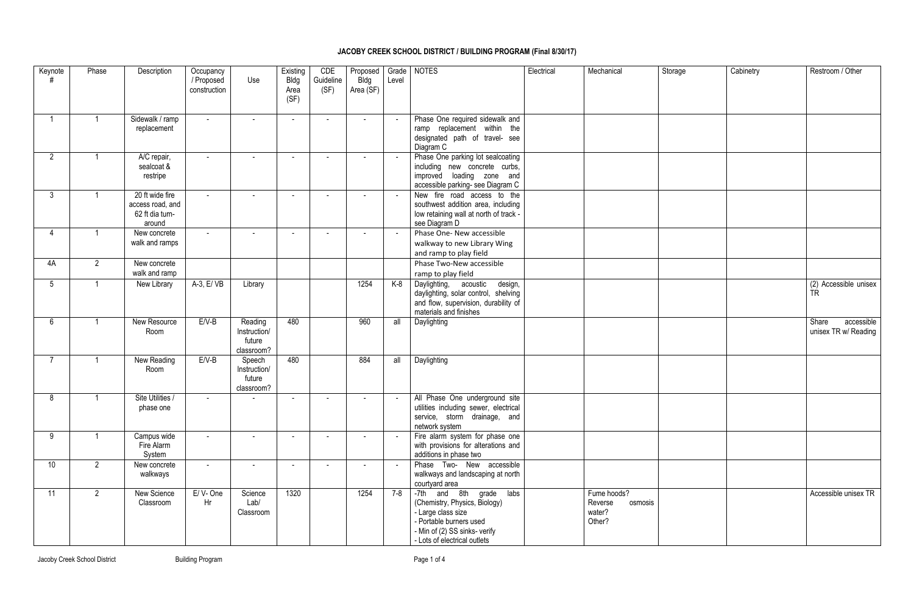# JACOBY CREEK SCHOOL DISTRICT / BUILDING PROGRAM (Final 8/30/17)

| Keynote # | Phase | Description | Occupancy / Proposed construction | Use | Existing Bldg Area (SF) | CDE Guideline (SF) | Proposed Bldg Area (SF) | Grade Level | NOTES | Electrical | Mechanical | Storage | Cabinetry | Restroom / Other |
|---|---|---|---|---|---|---|---|---|---|---|---|---|---|---|
| 1 | 1 | Sidewalk / ramp replacement | - | - | - | - | - | - | Phase One required sidewalk and ramp replacement within the designated path of travel- see Diagram C | | | | | |
| 2 | 1 | A/C repair, sealcoat & restripe | - | - | - | - | - | - | Phase One parking lot sealcoating including new concrete curbs, improved loading zone and accessible parking- see Diagram C | | | | | |
| 3 | 1 | 20 ft wide fire access road, and 62 ft dia turn-around | - | - | - | - | - | - | New fire road access to the southwest addition area, including low retaining wall at north of track - see Diagram D | | | | | |
| 4 | 1 | New concrete walk and ramps | - | - | - | - | - | - | Phase One- New accessible walkway to new Library Wing and ramp to play field | | | | | |
| 4A | 2 | New concrete walk and ramp | | | | | | | Phase Two-New accessible ramp to play field | | | | | |
| 5 | 1 | New Library | A-3, E/ VB | Library | | | 1254 | K-8 | Daylighting, acoustic design, daylighting, solar control, shelving and flow, supervision, durability of materials and finishes | | | | | (2) Accessible unisex TR |
| 6 | 1 | New Resource Room | E/V-B | Reading Instruction/ future classroom? | 480 | | 960 | all | Daylighting | | | | | Share accessible unisex TR w/ Reading |
| 7 | 1 | New Reading Room | E/V-B | Speech Instruction/ future classroom? | 480 | | 884 | all | Daylighting | | | | | |
| 8 | 1 | Site Utilities / phase one | - | - | - | - | - | - | All Phase One underground site utilities including sewer, electrical service, storm drainage, and network system | | | | | |
| 9 | 1 | Campus wide Fire Alarm System | - | - | - | - | - | - | Fire alarm system for phase one with provisions for alterations and additions in phase two | | | | | |
| 10 | 2 | New concrete walkways | - | - | - | - | - | - | Phase Two- New accessible walkways and landscaping at north courtyard area | | | | | |
| 11 | 2 | New Science Classroom | E/ V- One Hr | Science Lab/ Classroom | 1320 | | 1254 | 7-8 | -7th and 8th grade labs (Chemistry, Physics, Biology)<br>- Large class size<br>- Portable burners used<br>- Min of (2) SS sinks- verify<br>- Lots of electrical outlets | | Fume hoods?<br>Reverse osmosis water?<br>Other? | | | Accessible unisex TR |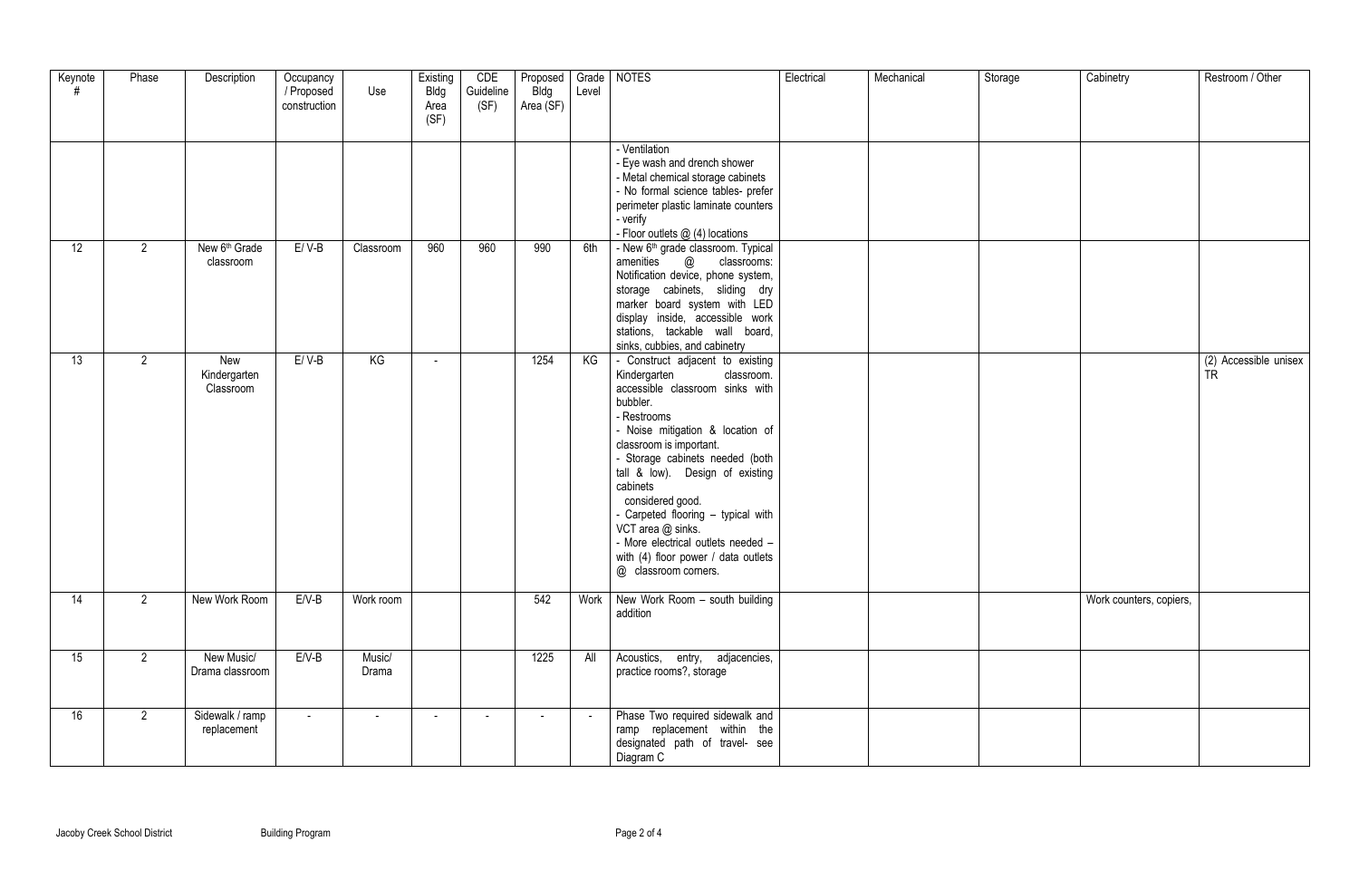| Keynote # | Phase | Description | Occupancy / Proposed construction | Use | Existing Bldg Area (SF) | CDE Guideline (SF) | Proposed Bldg Area (SF) | Grade Level | NOTES | Electrical | Mechanical | Storage | Cabinetry | Restroom / Other |
|---|---|---|---|---|---|---|---|---|---|---|---|---|---|---|
| | | | | | | | | | - Ventilation<br>- Eye wash and drench shower<br>- Metal chemical storage cabinets<br>- No formal science tables- prefer perimeter plastic laminate counters - verify<br>- Floor outlets @ (4) locations | | | | | |
| 12 | 2 | New 6th Grade classroom | E/ V-B | Classroom | 960 | 960 | 990 | 6th | - New 6th grade classroom. Typical amenities @ classrooms: Notification device, phone system, storage cabinets, sliding dry marker board system with LED display inside, accessible work stations, tackable wall board, sinks, cubbies, and cabinetry | | | | | |
| 13 | 2 | New Kindergarten Classroom | E/ V-B | KG | - | | 1254 | KG | - Construct adjacent to existing Kindergarten classroom. accessible classroom sinks with bubbler.<br>- Restrooms<br>- Noise mitigation & location of classroom is important.<br>- Storage cabinets needed (both tall & low). Design of existing cabinets considered good.<br>- Carpeted flooring – typical with VCT area @ sinks.<br>- More electrical outlets needed – with (4) floor power / data outlets @ classroom corners. | | | | | (2) Accessible unisex TR |
| 14 | 2 | New Work Room | E/V-B | Work room | | | 542 | Work | New Work Room – south building addition | | | | Work counters, copiers, | |
| 15 | 2 | New Music/ Drama classroom | E/V-B | Music/ Drama | | | 1225 | All | Acoustics, entry, adjacencies, practice rooms?, storage | | | | | |
| 16 | 2 | Sidewalk / ramp replacement | - | - | - | - | - | - | Phase Two required sidewalk and ramp replacement within the designated path of travel- see Diagram C | | | | | |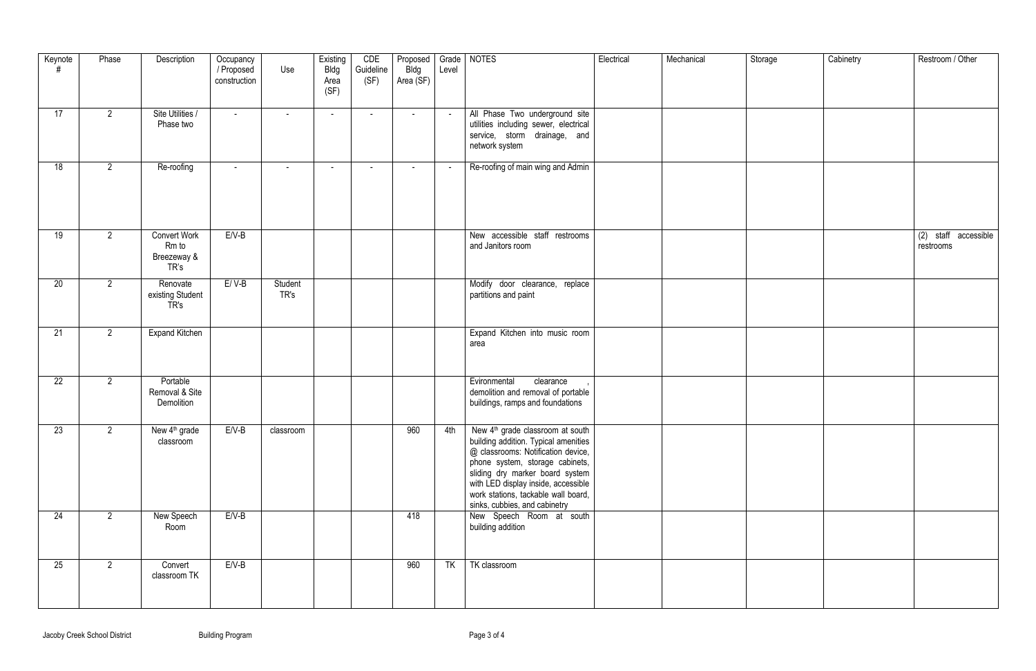| Keynote # | Phase | Description | Occupancy / Proposed construction | Use | Existing Bldg Area (SF) | CDE Guideline (SF) | Proposed Bldg Area (SF) | Grade Level | NOTES | Electrical | Mechanical | Storage | Cabinetry | Restroom / Other |
|---|---|---|---|---|---|---|---|---|---|---|---|---|---|---|
| 17 | 2 | Site Utilities / Phase two | - | - | - | - | - | - | All Phase Two underground site utilities including sewer, electrical service, storm drainage, and network system | | | | | |
| 18 | 2 | Re-roofing | - | - | - | - | - | - | Re-roofing of main wing and Admin | | | | | |
| 19 | 2 | Convert Work Rm to Breezeway & TR's | E/V-B | | | | | | New accessible staff restrooms and Janitors room | | | | | (2) staff accessible restrooms |
| 20 | 2 | Renovate existing Student TR's | E/ V-B | Student TR's | | | | | Modify door clearance, replace partitions and paint | | | | | |
| 21 | 2 | Expand Kitchen | | | | | | | Expand Kitchen into music room area | | | | | |
| 22 | 2 | Portable Removal & Site Demolition | | | | | | | Evironmental clearance, demolition and removal of portable buildings, ramps and foundations | | | | | |
| 23 | 2 | New 4th grade classroom | E/V-B | classroom | | | 960 | 4th | New 4th grade classroom at south building addition. Typical amenities @ classrooms: Notification device, phone system, storage cabinets, sliding dry marker board system with LED display inside, accessible work stations, tackable wall board, sinks, cubbies, and cabinetry | | | | | |
| 24 | 2 | New Speech Room | E/V-B | | | | 418 | | New Speech Room at south building addition | | | | | |
| 25 | 2 | Convert classroom TK | E/V-B | | | | 960 | TK | TK classroom | | | | | |

Jacoby Creek School District Building Program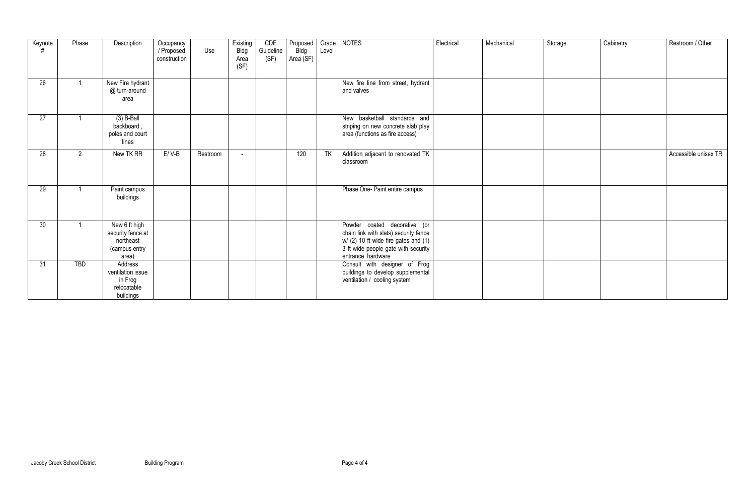| Keynote # | Phase | Description | Occupancy / Proposed construction | Use | Existing Bldg Area (SF) | CDE Guideline (SF) | Proposed Bldg Area (SF) | Grade Level | NOTES | Electrical | Mechanical | Storage | Cabinetry | Restroom / Other |
|---|---|---|---|---|---|---|---|---|---|---|---|---|---|---|
| 26 | 1 | New Fire hydrant @ turn-around area | | | | | | | New fire line from street, hydrant and valves | | | | | |
| 27 | 1 | (3) B-Ball backboard , poles and court lines | | | | | | | New basketball standards and striping on new concrete slab play area (functions as fire access) | | | | | |
| 28 | 2 | New TK RR | E/ V-B | Restroom | - | | 120 | TK | Addition adjacent to renovated TK classroom | | | | | Accessible unisex TR |
| 29 | 1 | Paint campus buildings | | | | | | | Phase One- Paint entire campus | | | | | |
| 30 | 1 | New 6 ft high security fence at northeast (campus entry area) | | | | | | | Powder coated decorative (or chain link with slats) security fence w/ (2) 10 ft wide fire gates and (1) 3 ft wide people gate with security entrance hardware | | | | | |
| 31 | TBD | Address ventilation issue in Frog relocatable buildings | | | | | | | Consult with designer of Frog buildings to develop supplemental ventilation / cooling system | | | | | |